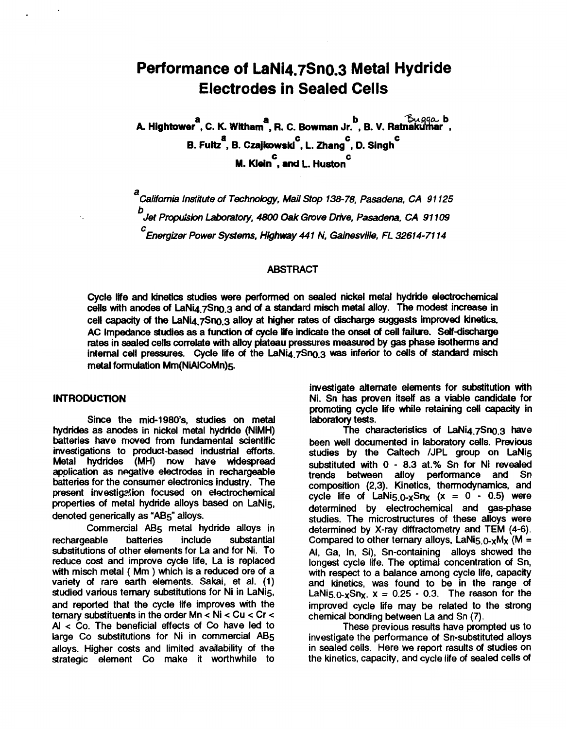# Performance of $LaNi_{4.7}Sn_{0.3}$ Metal Hydride Electrodes in Sealed Cells

A. Hightower[a], C. K. Witham[a], R. C. Bowman Jr.[b], B. V. Ratnakumar[b],
B. Fultz[a], B. Czajkowski[c], L. Zhang[c], D. Singh[c]
M. Klein[c], and L. Huston[c]

[a] *California Institute of Technology, Mail Stop 138-78, Pasadena, CA 91125*
[b] *Jet Propulsion Laboratory, 4800 Oak Grove Drive, Pasadena, CA 91109*
[c] *Energizer Power Systems, Highway 441 N, Gainesville, FL 32614-7114*

## ABSTRACT

Cycle life and kinetics studies were performed on sealed nickel metal hydride electrochemical cells with anodes of $LaNi_{4.7}Sn_{0.3}$ and of a standard misch metal alloy. The modest increase in cell capacity of the $LaNi_{4.7}Sn_{0.3}$ alloy at higher rates of discharge suggests improved kinetics. AC Impedance studies as a function of cycle life indicate the onset of cell failure. Self-discharge rates in sealed cells correlate with alloy plateau pressures measured by gas phase isotherms and internal cell pressures. Cycle life of the $LaNi_{4.7}Sn_{0.3}$ was inferior to cells of standard misch metal formulation $Mm(NiAlCoMn)_5$.

## INTRODUCTION

Since the mid-1980's, studies on metal hydrides as anodes in nickel metal hydride (NiMH) batteries have moved from fundamental scientific investigations to product-based industrial efforts. Metal hydrides (MH) now have widespread application as negative electrodes in rechargeable batteries for the consumer electronics industry. The present investigation focused on electrochemical properties of metal hydride alloys based on $LaNi_5$, denoted generically as "$AB_5$" alloys.

Commercial $AB_5$ metal hydride alloys in rechargeable batteries include substantial substitutions of other elements for La and for Ni. To reduce cost and improve cycle life, La is replaced with misch metal ( Mm ) which is a reduced ore of a variety of rare earth elements. Sakai, et al. (1) studied various ternary substitutions for Ni in $LaNi_5$, and reported that the cycle life improves with the ternary substituents in the order Mn < Ni < Cu < Cr < Al < Co. The beneficial effects of Co have led to large Co substitutions for Ni in commercial $AB_5$ alloys. Higher costs and limited availability of the strategic element Co make it worthwhile to investigate alternate elements for substitution with Ni. Sn has proven itself as a viable candidate for promoting cycle life while retaining cell capacity in laboratory tests.

The characteristics of $LaNi_{4.7}Sn_{0.3}$ have been well documented in laboratory cells. Previous studies by the Caltech /JPL group on $LaNi_5$ substituted with 0 - 8.3 at.% Sn for Ni revealed trends between alloy performance and Sn composition (2,3). Kinetics, thermodynamics, and cycle life of $LaNi_{5.0-x}Sn_x$ ($x$ = 0 - 0.5) were determined by electrochemical and gas-phase studies. The microstructures of these alloys were determined by X-ray diffractometry and TEM (4-6). Compared to other ternary alloys, $LaNi_{5.0-x}M_x$ (M = Al, Ga, In, Si), Sn-containing alloys showed the longest cycle life. The optimal concentration of Sn, with respect to a balance among cycle life, capacity and kinetics, was found to be in the range of $LaNi_{5.0-x}Sn_x$, $x$ = 0.25 - 0.3. The reason for the improved cycle life may be related to the strong chemical bonding between La and Sn (7).

These previous results have prompted us to investigate the performance of Sn-substituted alloys in sealed cells. Here we report results of studies on the kinetics, capacity, and cycle life of sealed cells of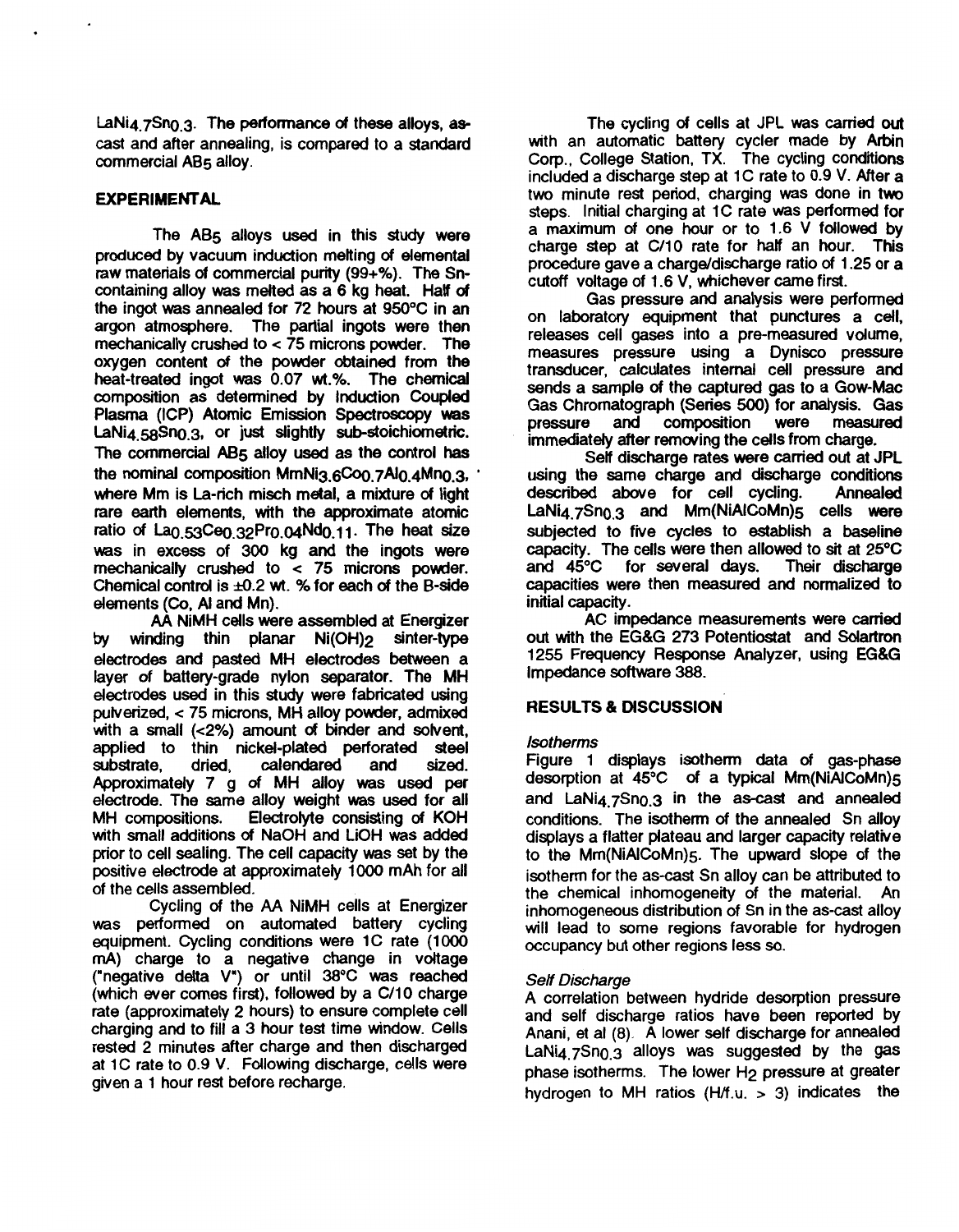$LaNi_{4.7}Sn_{0.3}$. The performance of these alloys, as-cast and after annealing, is compared to a standard commercial $AB_5$ alloy.

## EXPERIMENTAL

The $AB_5$ alloys used in this study were produced by vacuum induction melting of elemental raw materials of commercial purity (99+%). The Sn-containing alloy was melted as a 6 kg heat. Half of the ingot was annealed for 72 hours at 950°C in an argon atmosphere. The partial ingots were then mechanically crushed to < 75 microns powder. The oxygen content of the powder obtained from the heat-treated ingot was 0.07 wt.%. The chemical composition as determined by Induction Coupled Plasma (ICP) Atomic Emission Spectroscopy was $LaNi_{4.58}Sn_{0.3}$, or just slightly sub-stoichiometric. The commercial $AB_5$ alloy used as the control has the nominal composition $MmNi_{3.6}Co_{0.7}Al_{0.4}Mn_{0.3}$, where Mm is La-rich misch metal, a mixture of light rare earth elements, with the approximate atomic ratio of $La_{0.53}Ce_{0.32}Pr_{0.04}Nd_{0.11}$. The heat size was in excess of 300 kg and the ingots were mechanically crushed to < 75 microns powder. Chemical control is ±0.2 wt. % for each of the B-side elements (Co, Al and Mn).

AA NiMH cells were assembled at Energizer by winding thin planar $Ni(OH)_2$ sinter-type electrodes and pasted MH electrodes between a layer of battery-grade nylon separator. The MH electrodes used in this study were fabricated using pulverized, < 75 microns, MH alloy powder, admixed with a small (<2%) amount of binder and solvent, applied to thin nickel-plated perforated steel substrate, dried, calendared and sized. Approximately 7 g of MH alloy was used per electrode. The same alloy weight was used for all MH compositions. Electrolyte consisting of KOH with small additions of NaOH and LiOH was added prior to cell sealing. The cell capacity was set by the positive electrode at approximately 1000 mAh for all of the cells assembled.

Cycling of the AA NiMH cells at Energizer was performed on automated battery cycling equipment. Cycling conditions were 1C rate (1000 mA) charge to a negative change in voltage ("negative delta V") or until 38°C was reached (which ever comes first), followed by a C/10 charge rate (approximately 2 hours) to ensure complete cell charging and to fill a 3 hour test time window. Cells rested 2 minutes after charge and then discharged at 1C rate to 0.9 V. Following discharge, cells were given a 1 hour rest before recharge.

The cycling of cells at JPL was carried out with an automatic battery cycler made by Arbin Corp., College Station, TX. The cycling conditions included a discharge step at 1C rate to 0.9 V. After a two minute rest period, charging was done in two steps. Initial charging at 1C rate was performed for a maximum of one hour or to 1.6 V followed by charge step at C/10 rate for half an hour. This procedure gave a charge/discharge ratio of 1.25 or a cutoff voltage of 1.6 V, whichever came first.

Gas pressure and analysis were performed on laboratory equipment that punctures a cell, releases cell gases into a pre-measured volume, measures pressure using a Dynisco pressure transducer, calculates internal cell pressure and sends a sample of the captured gas to a Gow-Mac Gas Chromatograph (Series 500) for analysis. Gas pressure and composition were measured immediately after removing the cells from charge.

Self discharge rates were carried out at JPL using the same charge and discharge conditions described above for cell cycling. Annealed $LaNi_{4.7}Sn_{0.3}$ and $Mm(NiAlCoMn)_5$ cells were subjected to five cycles to establish a baseline capacity. The cells were then allowed to sit at 25°C and 45°C for several days. Their discharge capacities were then measured and normalized to initial capacity.

AC impedance measurements were carried out with the EG&G 273 Potentiostat and Solartron 1255 Frequency Response Analyzer, using EG&G Impedance software 388.

## RESULTS & DISCUSSION

### *Isotherms*

Figure 1 displays isotherm data of gas-phase desorption at 45°C of a typical $Mm(NiAlCoMn)_5$ and $LaNi_{4.7}Sn_{0.3}$ in the as-cast and annealed conditions. The isotherm of the annealed Sn alloy displays a flatter plateau and larger capacity relative to the $Mm(NiAlCoMn)_5$. The upward slope of the isotherm for the as-cast Sn alloy can be attributed to the chemical inhomogeneity of the material. An inhomogeneous distribution of Sn in the as-cast alloy will lead to some regions favorable for hydrogen occupancy but other regions less so.

### *Self Discharge*

A correlation between hydride desorption pressure and self discharge ratios have been reported by Anani, et al (8). A lower self discharge for annealed $LaNi_{4.7}Sn_{0.3}$ alloys was suggested by the gas phase isotherms. The lower $H_2$ pressure at greater hydrogen to MH ratios (H/f.u. > 3) indicates the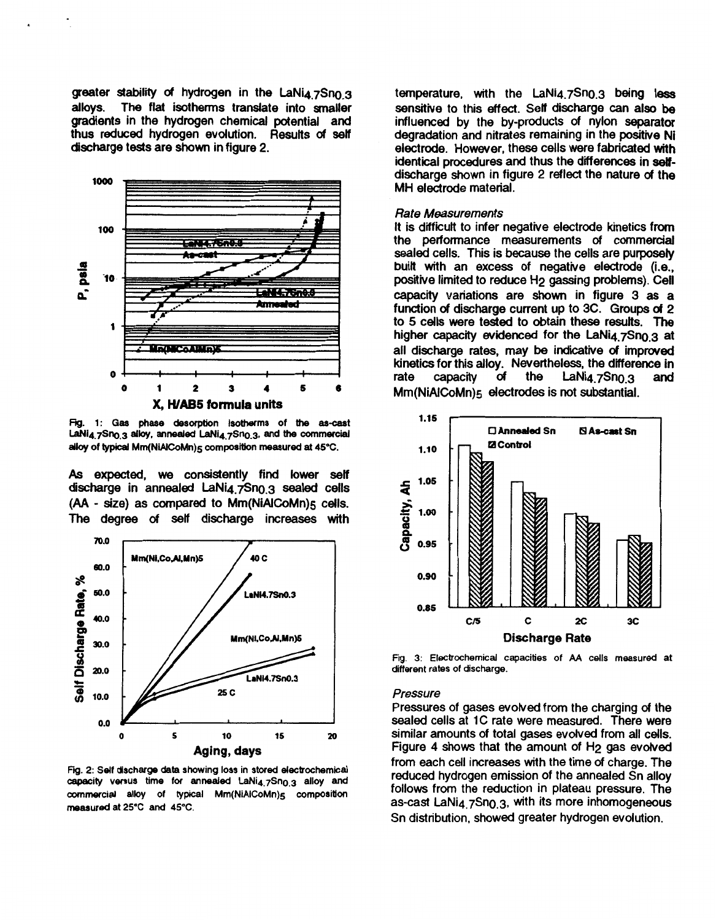greater stability of hydrogen in the $LaNi_{4.7}Sn_{0.3}$ alloys. The flat isotherms translate into smaller gradients in the hydrogen chemical potential and thus reduced hydrogen evolution. Results of self discharge tests are shown in figure 2.

Fig. 1: Gas phase desorption isotherms of the as-cast $LaNi_{4.7}Sn_{0.3}$ alloy, annealed $LaNi_{4.7}Sn_{0.3}$, and the commercial alloy of typical $Mm(NiAlCoMn)_5$ composition measured at 45°C.

As expected, we consistently find lower self discharge in annealed $LaNi_{4.7}Sn_{0.3}$ sealed cells (AA - size) as compared to $Mm(NiAlCoMn)_5$ cells. The degree of self discharge increases with temperature, with the $LaNi_{4.7}Sn_{0.3}$ being less sensitive to this effect. Self discharge can also be influenced by the by-products of nylon separator degradation and nitrates remaining in the positive Ni electrode. However, these cells were fabricated with identical procedures and thus the differences in self-discharge shown in figure 2 reflect the nature of the MH electrode material.

Fig. 2: Self discharge data showing loss in stored electrochemical capacity versus time for annealed $LaNi_{4.7}Sn_{0.3}$ alloy and commercial alloy of typical $Mm(NiAlCoMn)_5$ composition measured at 25°C and 45°C.

*Rate Measurements*

It is difficult to infer negative electrode kinetics from the performance measurements of commercial sealed cells. This is because the cells are purposely built with an excess of negative electrode (i.e., positive limited to reduce $H_2$ gassing problems). Cell capacity variations are shown in figure 3 as a function of discharge current up to 3C. Groups of 2 to 5 cells were tested to obtain these results. The higher capacity evidenced for the $LaNi_{4.7}Sn_{0.3}$ at all discharge rates, may be indicative of improved kinetics for this alloy. Nevertheless, the difference in rate capacity of the $LaNi_{4.7}Sn_{0.3}$ and $Mm(NiAlCoMn)_5$ electrodes is not substantial.

Fig. 3: Electrochemical capacities of AA cells measured at different rates of discharge.

*Pressure*

Pressures of gases evolved from the charging of the sealed cells at 1C rate were measured. There were similar amounts of total gases evolved from all cells. Figure 4 shows that the amount of $H_2$ gas evolved from each cell increases with the time of charge. The reduced hydrogen emission of the annealed Sn alloy follows from the reduction in plateau pressure. The as-cast $LaNi_{4.7}Sn_{0.3}$, with its more inhomogeneous Sn distribution, showed greater hydrogen evolution.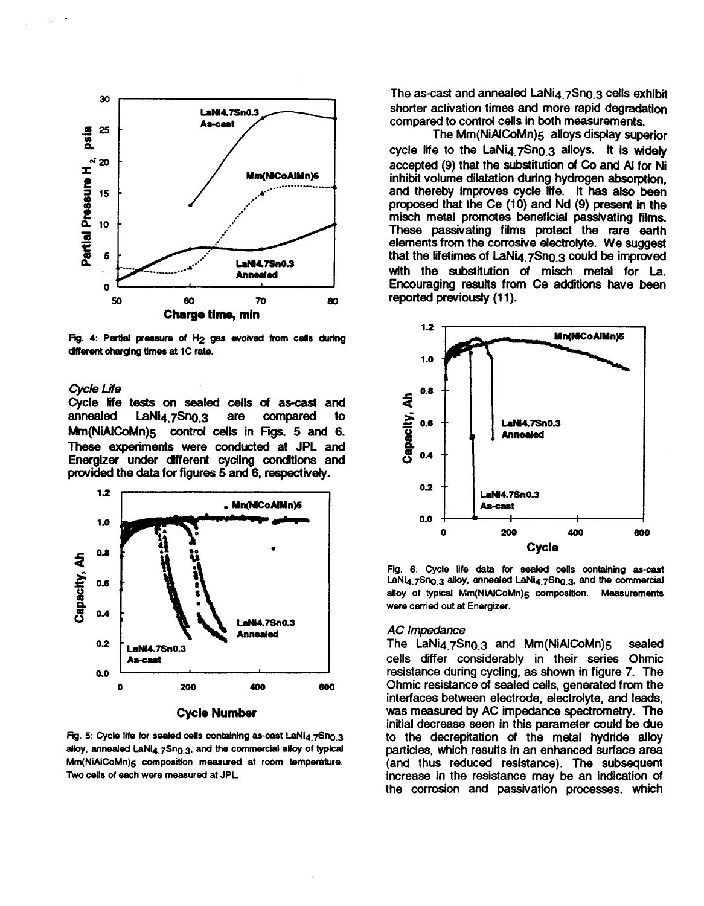Fig. 4: Partial pressure of $H_2$ gas evolved from cells during different charging times at 1C rate.

*Cycle Life*

Cycle life tests on sealed cells of as-cast and annealed $LaNi_{4.7}Sn_{0.3}$ are compared to $Mm(NiAlCoMn)_5$ control cells in Figs. 5 and 6. These experiments were conducted at JPL and Energizer under different cycling conditions and provided the data for figures 5 and 6, respectively.

Fig. 5: Cycle life for sealed cells containing as-cast $LaNi_{4.7}Sn_{0.3}$ alloy, annealed $LaNi_{4.7}Sn_{0.3}$, and the commercial alloy of typical $Mm(NiAlCoMn)_5$ composition measured at room temperature. Two cells of each were measured at JPL.

The as-cast and annealed $LaNi_{4.7}Sn_{0.3}$ cells exhibit shorter activation times and more rapid degradation compared to control cells in both measurements.

The $Mm(NiAlCoMn)_5$ alloys display superior cycle life to the $LaNi_{4.7}Sn_{0.3}$ alloys. It is widely accepted (9) that the substitution of Co and Al for Ni inhibit volume dilatation during hydrogen absorption, and thereby improves cycle life. It has also been proposed that the Ce (10) and Nd (9) present in the misch metal promotes beneficial passivating films. These passivating films protect the rare earth elements from the corrosive electrolyte. We suggest that the lifetimes of $LaNi_{4.7}Sn_{0.3}$ could be improved with the substitution of misch metal for La. Encouraging results from Ce additions have been reported previously (11).

Fig. 6: Cycle life data for sealed cells containing as-cast $LaNi_{4.7}Sn_{0.3}$ alloy, annealed $LaNi_{4.7}Sn_{0.3}$, and the commercial alloy of typical $Mm(NiAlCoMn)_5$ composition. Measurements were carried out at Energizer.

*AC Impedance*

The $LaNi_{4.7}Sn_{0.3}$ and $Mm(NiAlCoMn)_5$ sealed cells differ considerably in their series Ohmic resistance during cycling, as shown in figure 7. The Ohmic resistance of sealed cells, generated from the interfaces between electrode, electrolyte, and leads, was measured by AC impedance spectrometry. The initial decrease seen in this parameter could be due to the decrepitation of the metal hydride alloy particles, which results in an enhanced surface area (and thus reduced resistance). The subsequent increase in the resistance may be an indication of the corrosion and passivation processes, which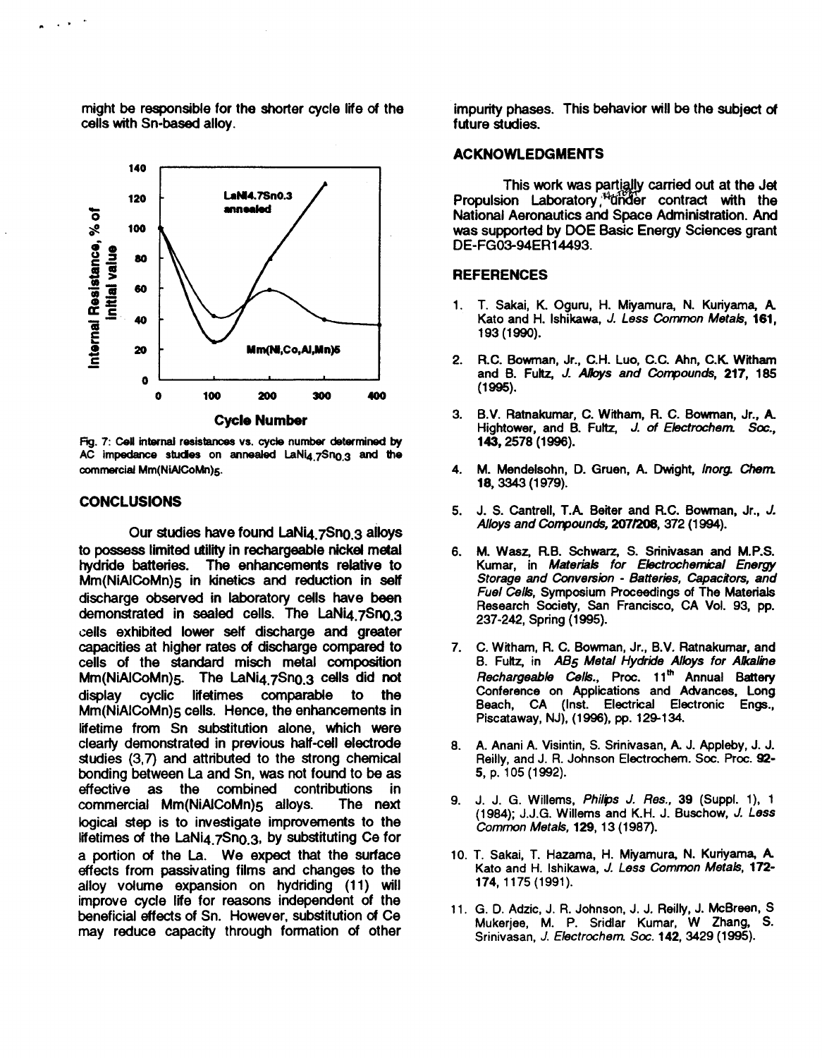might be responsible for the shorter cycle life of the cells with Sn-based alloy.

140
120
100
80
60
40
20
0
Internal Resistance, % of Initial value
0 100 200 300 400
Cycle Number
LaNi4.7Sn0.3 annealed
Mm(Ni,Co,Al,Mn)5

Fig. 7: Cell internal resistances vs. cycle number determined by AC impedance studies on annealed $LaNi_{4.7}Sn_{0.3}$ and the commercial $Mm(NiAlCoMn)_5$.

## CONCLUSIONS

Our studies have found $LaNi_{4.7}Sn_{0.3}$ alloys to possess limited utility in rechargeable nickel metal hydride batteries. The enhancements relative to $Mm(NiAlCoMn)_5$ in kinetics and reduction in self discharge observed in laboratory cells have been demonstrated in sealed cells. The $LaNi_{4.7}Sn_{0.3}$ cells exhibited lower self discharge and greater capacities at higher rates of discharge compared to cells of the standard misch metal composition $Mm(NiAlCoMn)_5$. The $LaNi_{4.7}Sn_{0.3}$ cells did not display cyclic lifetimes comparable to the $Mm(NiAlCoMn)_5$ cells. Hence, the enhancements in lifetime from Sn substitution alone, which were clearly demonstrated in previous half-cell electrode studies (3,7) and attributed to the strong chemical bonding between La and Sn, was not found to be as effective as the combined contributions in commercial $Mm(NiAlCoMn)_5$ alloys. The next logical step is to investigate improvements to the lifetimes of the $LaNi_{4.7}Sn_{0.3}$, by substituting Ce for a portion of the La. We expect that the surface effects from passivating films and changes to the alloy volume expansion on hydriding (11) will improve cycle life for reasons independent of the beneficial effects of Sn. However, substitution of Ce may reduce capacity through formation of other impurity phases. This behavior will be the subject of future studies.

## ACKNOWLEDGMENTS

This work was partially carried out at the Jet Propulsion Laboratory, under contract with the National Aeronautics and Space Administration. And was supported by DOE Basic Energy Sciences grant DE-FG03-94ER14493.

## REFERENCES

1. T. Sakai, K. Oguru, H. Miyamura, N. Kuriyama, A. Kato and H. Ishikawa, *J. Less Common Metals*, **161**, 193 (1990).
2. R.C. Bowman, Jr., C.H. Luo, C.C. Ahn, C.K. Witham and B. Fultz, *J. Alloys and Compounds*, **217**, 185 (1995).
3. B.V. Ratnakumar, C. Witham, R. C. Bowman, Jr., A. Hightower, and B. Fultz, *J. of Electrochem. Soc.*, **143**, 2578 (1996).
4. M. Mendelsohn, D. Gruen, A. Dwight, *Inorg. Chem.* **18**, 3343 (1979).
5. J. S. Cantrell, T.A. Beiter and R.C. Bowman, Jr., *J. Alloys and Compounds*, **207/208**, 372 (1994).
6. M. Wasz, R.B. Schwarz, S. Srinivasan and M.P.S. Kumar, in *Materials for Electrochemical Energy Storage and Conversion - Batteries, Capacitors, and Fuel Cells*, Symposium Proceedings of The Materials Research Society, San Francisco, CA Vol. 93, pp. 237-242, Spring (1995).
7. C. Witham, R. C. Bowman, Jr., B.V. Ratnakumar, and B. Fultz, in *$AB_5$ Metal Hydride Alloys for Alkaline Rechargeable Cells.*, Proc. 11th Annual Battery Conference on Applications and Advances, Long Beach, CA (Inst. Electrical Electronic Engs., Piscataway, NJ), (1996), pp. 129-134.
8. A. Anani A. Visintin, S. Srinivasan, A. J. Appleby, J. J. Reilly, and J. R. Johnson Electrochem. Soc. Proc. **92-5**, p. 105 (1992).
9. J. J. G. Willems, *Philips J. Res.*, **39** (Suppl. 1), 1 (1984); J.J.G. Willems and K.H. J. Buschow, *J. Less Common Metals*, **129**, 13 (1987).
10. T. Sakai, T. Hazama, H. Miyamura, N. Kuriyama, A. Kato and H. Ishikawa, *J. Less Common Metals*, **172-174**, 1175 (1991).
11. G. D. Adzic, J. R. Johnson, J. J. Reilly, J. McBreen, S Mukerjee, M. P. Sridlar Kumar, W Zhang, S. Srinivasan, *J. Electrochem. Soc.* **142**, 3429 (1995).